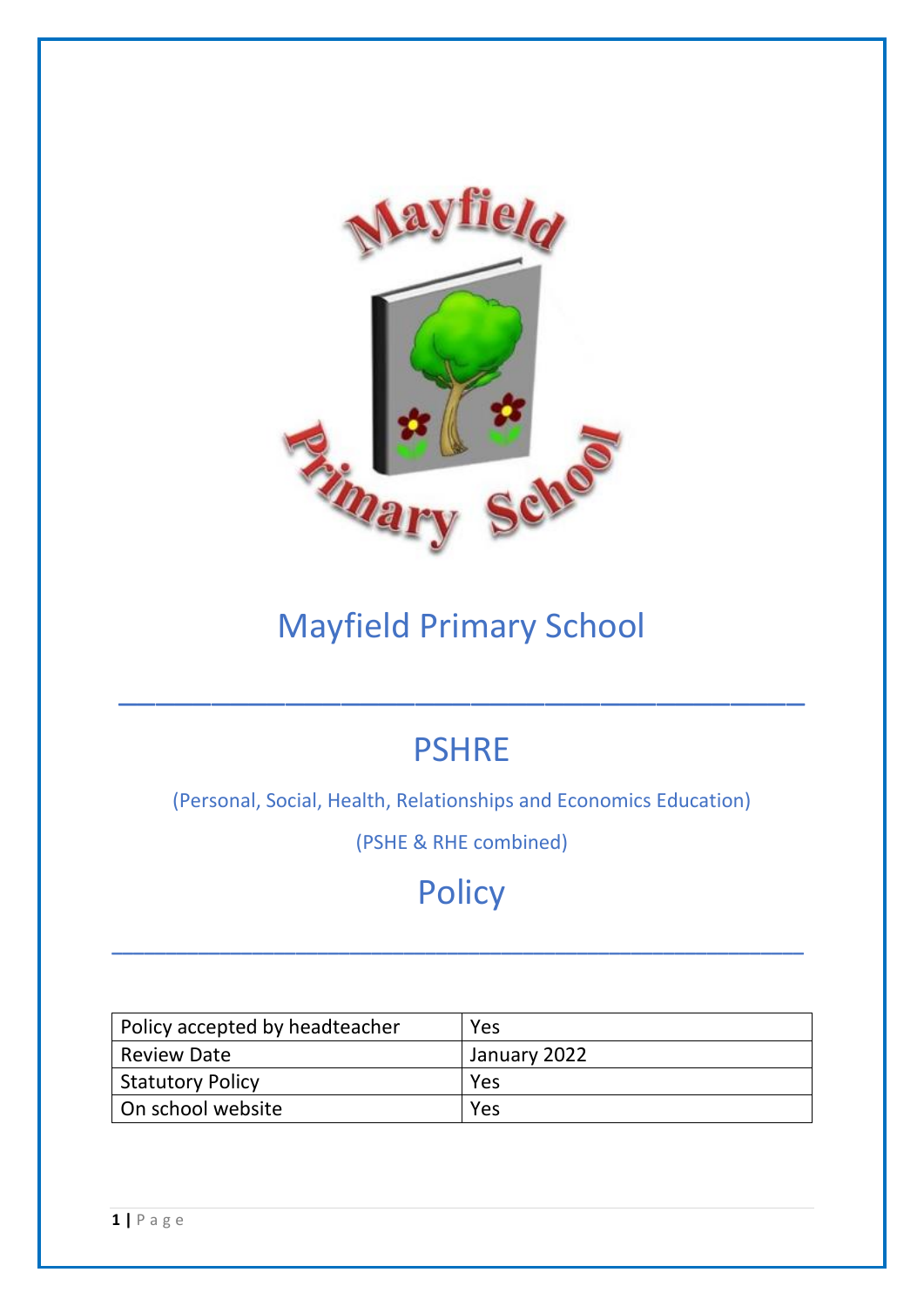# Mayfield Primary School

---

# PSHRE

(Personal, Social, Health, Relationships and Economics Education)

(PSHE & RHE combined)

# Policy

---

| Policy accepted by headteacher | Yes |
|---|---|
| Review Date | January 2022 |
| Statutory Policy | Yes |
| On school website | Yes |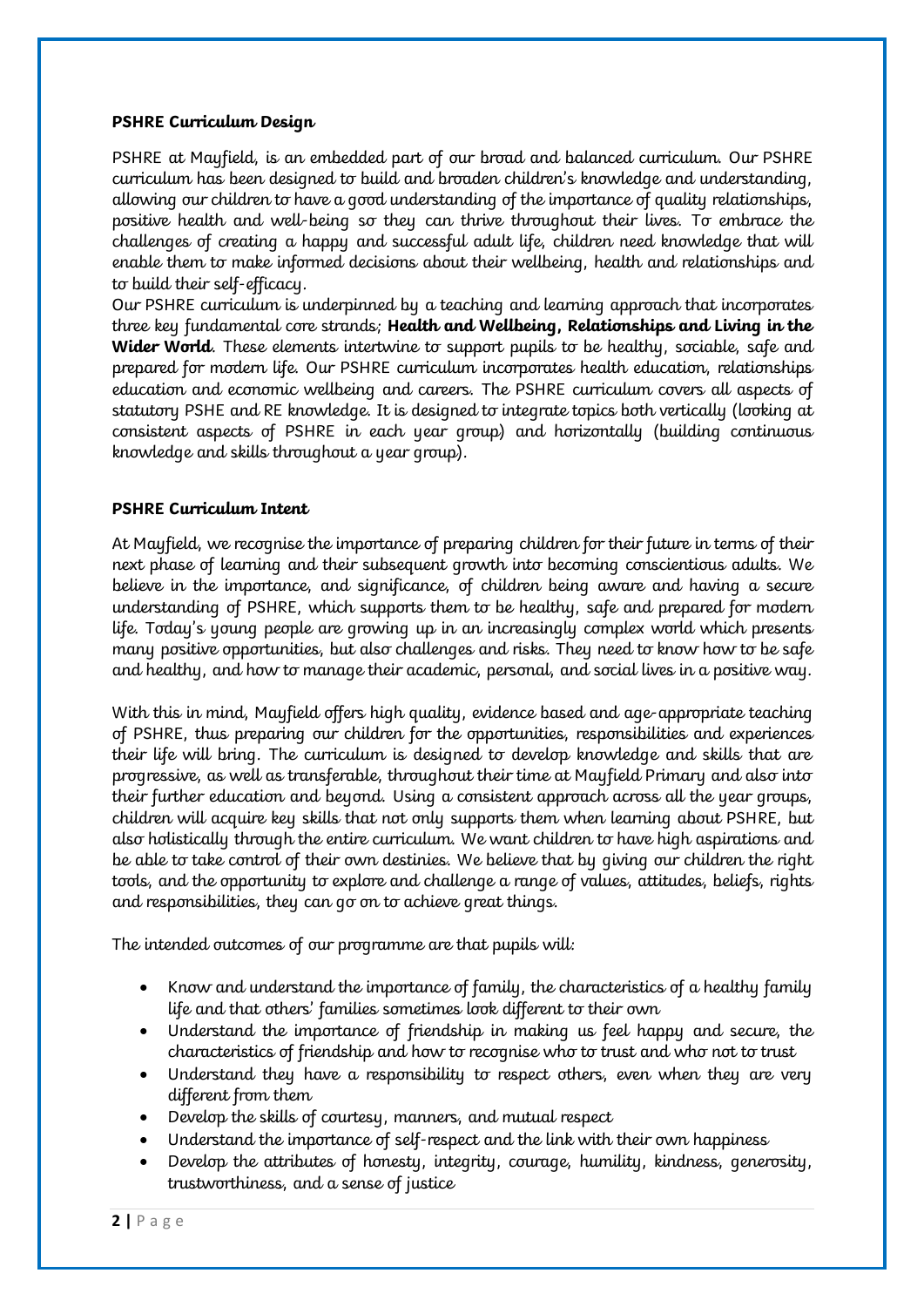**PSHRE Curriculum Design**

PSHRE at Mayfield, is an embedded part of our broad and balanced curriculum. Our PSHRE curriculum has been designed to build and broaden children's knowledge and understanding, allowing our children to have a good understanding of the importance of quality relationships, positive health and well-being so they can thrive throughout their lives. To embrace the challenges of creating a happy and successful adult life, children need knowledge that will enable them to make informed decisions about their wellbeing, health and relationships and to build their self-efficacy.

Our PSHRE curriculum is underpinned by a teaching and learning approach that incorporates three key fundamental core strands; **Health and Wellbeing, Relationships and Living in the Wider World**. These elements intertwine to support pupils to be healthy, sociable, safe and prepared for modern life. Our PSHRE curriculum incorporates health education, relationships education and economic wellbeing and careers. The PSHRE curriculum covers all aspects of statutory PSHE and RE knowledge. It is designed to integrate topics both vertically (looking at consistent aspects of PSHRE in each year group) and horizontally (building continuous knowledge and skills throughout a year group).

**PSHRE Curriculum Intent**

At Mayfield, we recognise the importance of preparing children for their future in terms of their next phase of learning and their subsequent growth into becoming conscientious adults. We believe in the importance, and significance, of children being aware and having a secure understanding of PSHRE, which supports them to be healthy, safe and prepared for modern life. Today's young people are growing up in an increasingly complex world which presents many positive opportunities, but also challenges and risks. They need to know how to be safe and healthy, and how to manage their academic, personal, and social lives in a positive way.

With this in mind, Mayfield offers high quality, evidence based and age-appropriate teaching of PSHRE, thus preparing our children for the opportunities, responsibilities and experiences their life will bring. The curriculum is designed to develop knowledge and skills that are progressive, as well as transferable, throughout their time at Mayfield Primary and also into their further education and beyond. Using a consistent approach across all the year groups, children will acquire key skills that not only supports them when learning about PSHRE, but also holistically through the entire curriculum. We want children to have high aspirations and be able to take control of their own destinies. We believe that by giving our children the right tools, and the opportunity to explore and challenge a range of values, attitudes, beliefs, rights and responsibilities, they can go on to achieve great things.

The intended outcomes of our programme are that pupils will:

- Know and understand the importance of family, the characteristics of a healthy family life and that others' families sometimes look different to their own
- Understand the importance of friendship in making us feel happy and secure, the characteristics of friendship and how to recognise who to trust and who not to trust
- Understand they have a responsibility to respect others, even when they are very different from them
- Develop the skills of courtesy, manners, and mutual respect
- Understand the importance of self-respect and the link with their own happiness
- Develop the attributes of honesty, integrity, courage, humility, kindness, generosity, trustworthiness, and a sense of justice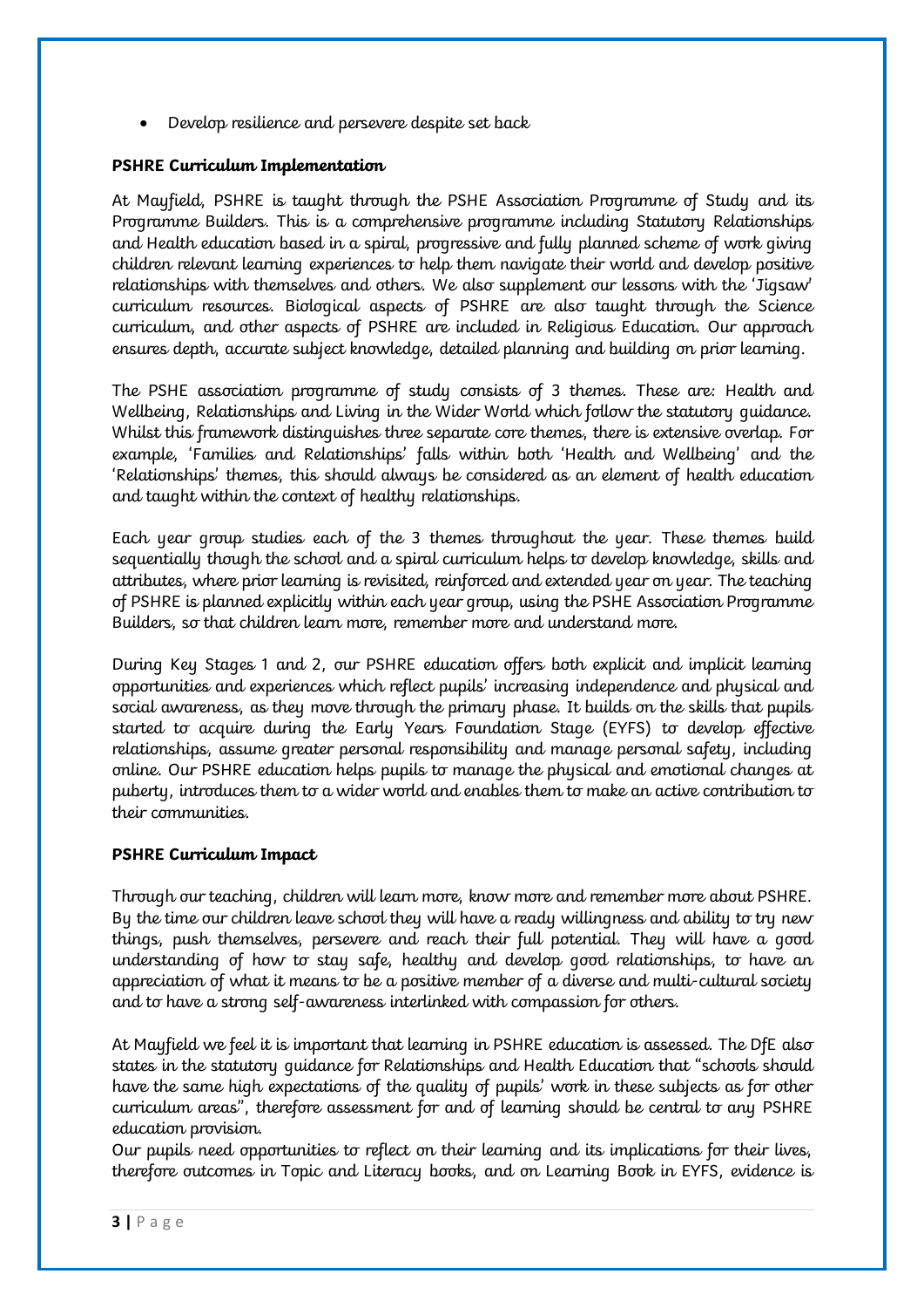- Develop resilience and persevere despite set back

**PSHRE Curriculum Implementation**

At Mayfield, PSHRE is taught through the PSHE Association Programme of Study and its Programme Builders. This is a comprehensive programme including Statutory Relationships and Health education based in a spiral, progressive and fully planned scheme of work giving children relevant learning experiences to help them navigate their world and develop positive relationships with themselves and others. We also supplement our lessons with the 'Jigsaw' curriculum resources. Biological aspects of PSHRE are also taught through the Science curriculum, and other aspects of PSHRE are included in Religious Education. Our approach ensures depth, accurate subject knowledge, detailed planning and building on prior learning.

The PSHE association programme of study consists of 3 themes. These are: Health and Wellbeing, Relationships and Living in the Wider World which follow the statutory guidance. Whilst this framework distinguishes three separate core themes, there is extensive overlap. For example, 'Families and Relationships' falls within both 'Health and Wellbeing' and the 'Relationships' themes, this should always be considered as an element of health education and taught within the context of healthy relationships.

Each year group studies each of the 3 themes throughout the year. These themes build sequentially though the school and a spiral curriculum helps to develop knowledge, skills and attributes, where prior learning is revisited, reinforced and extended year on year. The teaching of PSHRE is planned explicitly within each year group, using the PSHE Association Programme Builders, so that children learn more, remember more and understand more.

During Key Stages 1 and 2, our PSHRE education offers both explicit and implicit learning opportunities and experiences which reflect pupils' increasing independence and physical and social awareness, as they move through the primary phase. It builds on the skills that pupils started to acquire during the Early Years Foundation Stage (EYFS) to develop effective relationships, assume greater personal responsibility and manage personal safety, including online. Our PSHRE education helps pupils to manage the physical and emotional changes at puberty, introduces them to a wider world and enables them to make an active contribution to their communities.

**PSHRE Curriculum Impact**

Through our teaching, children will learn more, know more and remember more about PSHRE. By the time our children leave school they will have a ready willingness and ability to try new things, push themselves, persevere and reach their full potential. They will have a good understanding of how to stay safe, healthy and develop good relationships, to have an appreciation of what it means to be a positive member of a diverse and multi-cultural society and to have a strong self-awareness interlinked with compassion for others.

At Mayfield we feel it is important that learning in PSHRE education is assessed. The DfE also states in the statutory guidance for Relationships and Health Education that "schools should have the same high expectations of the quality of pupils' work in these subjects as for other curriculum areas", therefore assessment for and of learning should be central to any PSHRE education provision.
Our pupils need opportunities to reflect on their learning and its implications for their lives, therefore outcomes in Topic and Literacy books, and on Learning Book in EYFS, evidence is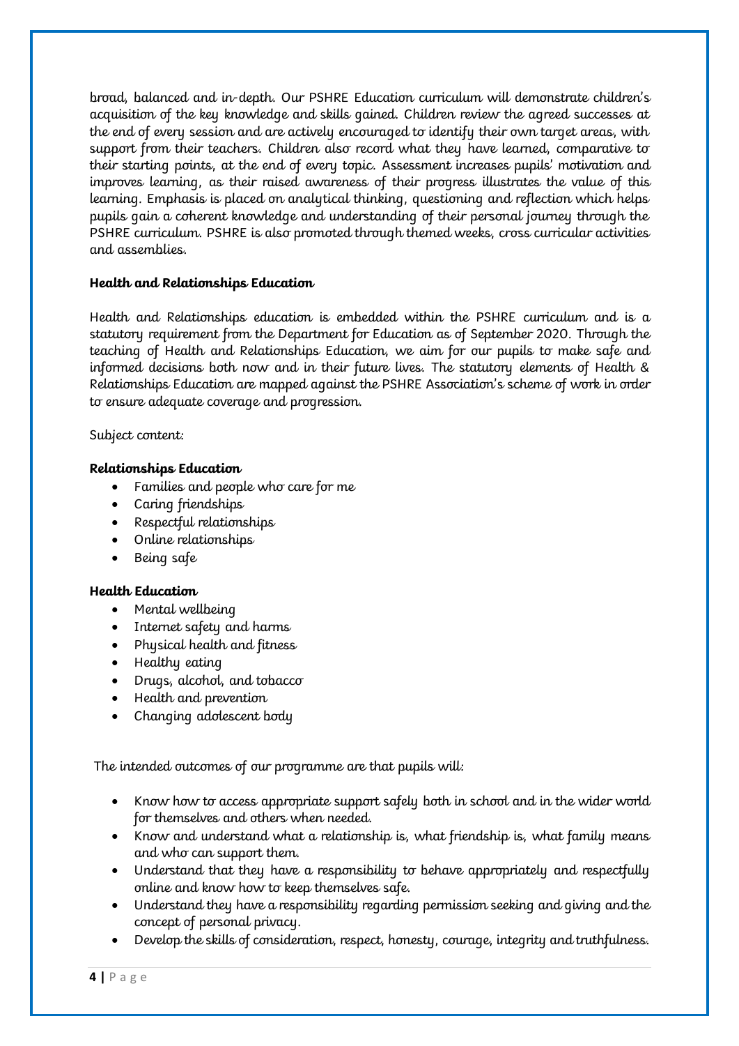broad, balanced and in-depth. Our PSHRE Education curriculum will demonstrate children's acquisition of the key knowledge and skills gained. Children review the agreed successes at the end of every session and are actively encouraged to identify their own target areas, with support from their teachers. Children also record what they have learned, comparative to their starting points, at the end of every topic. Assessment increases pupils' motivation and improves learning, as their raised awareness of their progress illustrates the value of this learning. Emphasis is placed on analytical thinking, questioning and reflection which helps pupils gain a coherent knowledge and understanding of their personal journey through the PSHRE curriculum. PSHRE is also promoted through themed weeks, cross curricular activities and assemblies.

**Health and Relationships Education**

Health and Relationships education is embedded within the PSHRE curriculum and is a statutory requirement from the Department for Education as of September 2020. Through the teaching of Health and Relationships Education, we aim for our pupils to make safe and informed decisions both now and in their future lives. The statutory elements of Health & Relationships Education are mapped against the PSHRE Association's scheme of work in order to ensure adequate coverage and progression.

Subject content:

**Relationships Education**

- Families and people who care for me
- Caring friendships
- Respectful relationships
- Online relationships
- Being safe

**Health Education**

- Mental wellbeing
- Internet safety and harms
- Physical health and fitness
- Healthy eating
- Drugs, alcohol, and tobacco
- Health and prevention
- Changing adolescent body

The intended outcomes of our programme are that pupils will:

- Know how to access appropriate support safely both in school and in the wider world for themselves and others when needed.
- Know and understand what a relationship is, what friendship is, what family means and who can support them.
- Understand that they have a responsibility to behave appropriately and respectfully online and know how to keep themselves safe.
- Understand they have a responsibility regarding permission seeking and giving and the concept of personal privacy.
- Develop the skills of consideration, respect, honesty, courage, integrity and truthfulness.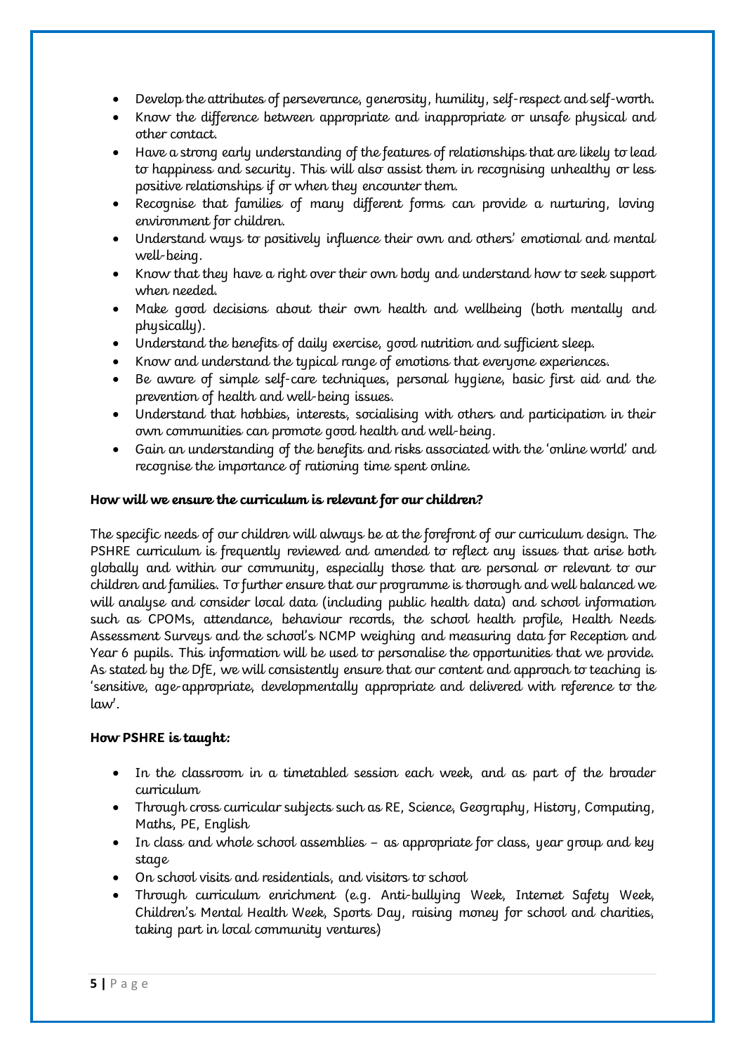- Develop the attributes of perseverance, generosity, humility, self-respect and self-worth.
- Know the difference between appropriate and inappropriate or unsafe physical and other contact.
- Have a strong early understanding of the features of relationships that are likely to lead to happiness and security. This will also assist them in recognising unhealthy or less positive relationships if or when they encounter them.
- Recognise that families of many different forms can provide a nurturing, loving environment for children.
- Understand ways to positively influence their own and others' emotional and mental well-being.
- Know that they have a right over their own body and understand how to seek support when needed.
- Make good decisions about their own health and wellbeing (both mentally and physically).
- Understand the benefits of daily exercise, good nutrition and sufficient sleep.
- Know and understand the typical range of emotions that everyone experiences.
- Be aware of simple self-care techniques, personal hygiene, basic first aid and the prevention of health and well-being issues.
- Understand that hobbies, interests, socialising with others and participation in their own communities can promote good health and well-being.
- Gain an understanding of the benefits and risks associated with the 'online world' and recognise the importance of rationing time spent online.

**How will we ensure the curriculum is relevant for our children?**

The specific needs of our children will always be at the forefront of our curriculum design. The PSHRE curriculum is frequently reviewed and amended to reflect any issues that arise both globally and within our community, especially those that are personal or relevant to our children and families. To further ensure that our programme is thorough and well balanced we will analyse and consider local data (including public health data) and school information such as CPOMs, attendance, behaviour records, the school health profile, Health Needs Assessment Surveys and the school's NCMP weighing and measuring data for Reception and Year 6 pupils. This information will be used to personalise the opportunities that we provide. As stated by the DfE, we will consistently ensure that our content and approach to teaching is 'sensitive, age-appropriate, developmentally appropriate and delivered with reference to the law'.

**How PSHRE is taught:**

- In the classroom in a timetabled session each week, and as part of the broader curriculum
- Through cross curricular subjects such as RE, Science, Geography, History, Computing, Maths, PE, English
- In class and whole school assemblies – as appropriate for class, year group and key stage
- On school visits and residentials, and visitors to school
- Through curriculum enrichment (e.g. Anti-bullying Week, Internet Safety Week, Children's Mental Health Week, Sports Day, raising money for school and charities, taking part in local community ventures)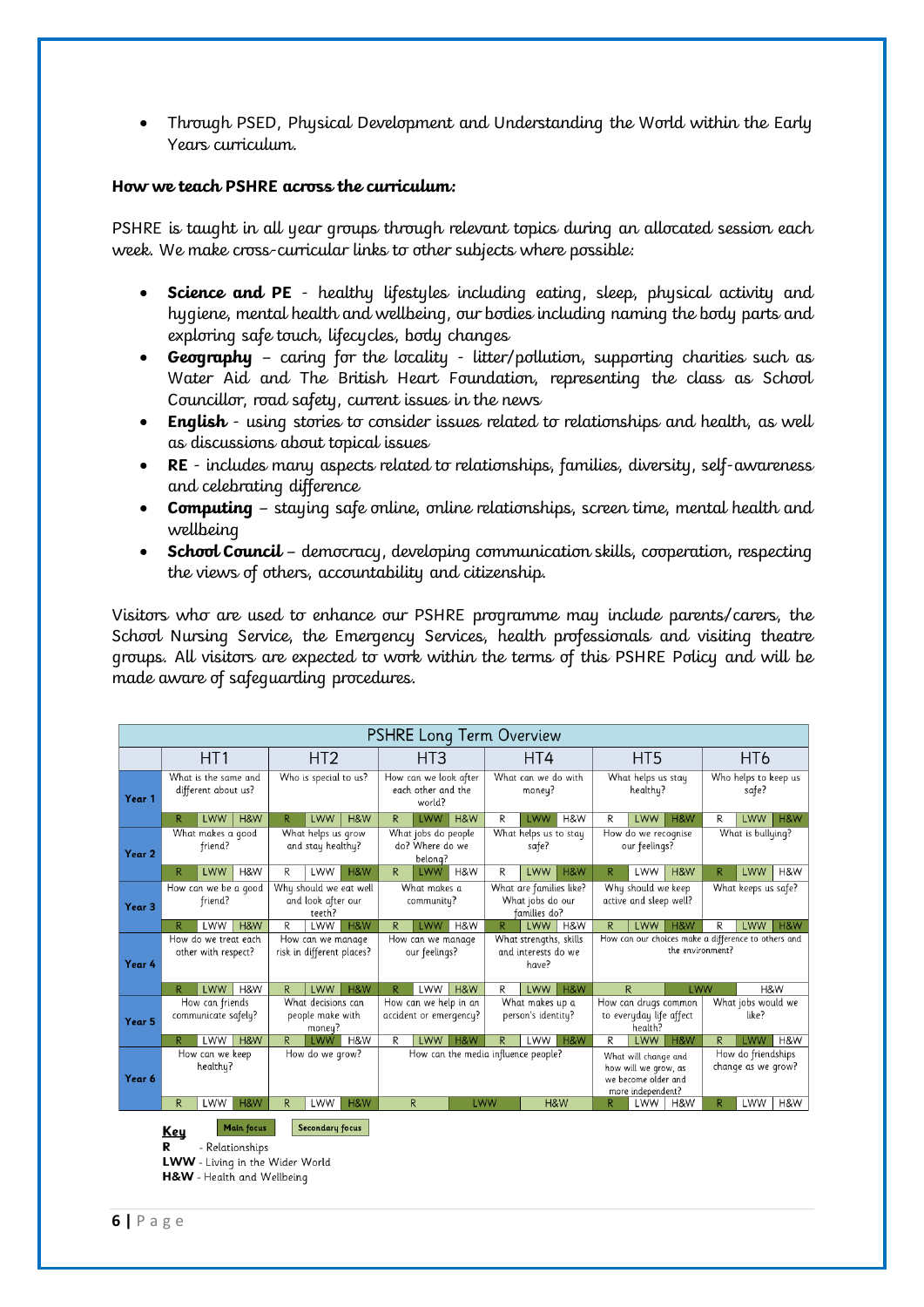- Through PSED, Physical Development and Understanding the World within the Early Years curriculum.

**How we teach PSHRE across the curriculum:**

PSHRE is taught in all year groups through relevant topics during an allocated session each week. We make cross-curricular links to other subjects where possible:

- **Science and PE** - healthy lifestyles including eating, sleep, physical activity and hygiene, mental health and wellbeing, our bodies including naming the body parts and exploring safe touch, lifecycles, body changes
- **Geography** – caring for the locality - litter/pollution, supporting charities such as Water Aid and The British Heart Foundation, representing the class as School Councillor, road safety, current issues in the news
- **English** - using stories to consider issues related to relationships and health, as well as discussions about topical issues
- **RE** - includes many aspects related to relationships, families, diversity, self-awareness and celebrating difference
- **Computing** – staying safe online, online relationships, screen time, mental health and wellbeing
- **School Council** – democracy, developing communication skills, cooperation, respecting the views of others, accountability and citizenship.

Visitors who are used to enhance our PSHRE programme may include parents/carers, the School Nursing Service, the Emergency Services, health professionals and visiting theatre groups. All visitors are expected to work within the terms of this PSHRE Policy and will be made aware of safeguarding procedures.

**PSHRE Long Term Overview**

| | HT1 | HT2 | HT3 | HT4 | HT5 | HT6 |
|---|---|---|---|---|---|---|
| **Year 1** | What is the same and different about us? | Who is special to us? | How can we look after each other and the world? | What can we do with money? | What helps us stay healthy? | Who helps to keep us safe? |
| | R / LWW / H&W | R / LWW / H&W | R / LWW / H&W | R / LWW / H&W | R / LWW / H&W | R / LWW / H&W |
| **Year 2** | What makes a good friend? | What helps us grow and stay healthy? | What jobs do people do? Where do we belong? | What helps us to stay safe? | How do we recognise our feelings? | What is bullying? |
| | R / LWW / H&W | R / LWW / H&W | R / LWW / H&W | R / LWW / H&W | R / LWW / H&W | R / LWW / H&W |
| **Year 3** | How can we be a good friend? | Why should we eat well and look after our teeth? | What makes a community? | What are families like? What jobs do our families do? | Why should we keep active and sleep well? | What keeps us safe? |
| | R / LWW / H&W | R / LWW / H&W | R / LWW / H&W | R / LWW / H&W | R / LWW / H&W | R / LWW / H&W |
| **Year 4** | How do we treat each other with respect? | How can we manage risk in different places? | How can we manage our feelings? | What strengths, skills and interests do we have? | How can our choices make a difference to others and the environment? | |
| | R / LWW / H&W | R / LWW / H&W | R / LWW / H&W | R / LWW / H&W | R / LWW / H&W | |
| **Year 5** | How can friends communicate safely? | What decisions can people make with money? | How can we help in an accident or emergency? | What makes up a person's identity? | How can drugs common to everyday life affect health? | What jobs would we like? |
| | R / LWW / H&W | R / LWW / H&W | R / LWW / H&W | R / LWW / H&W | R / LWW / H&W | R / LWW / H&W |
| **Year 6** | How can we keep healthy? | How do we grow? | How can the media influence people? | | What will change and how will we grow, as we become older and more independent? | How do friendships change as we grow? |
| | R / LWW / H&W | R / LWW / H&W | R / LWW / H&W | | R / LWW / H&W | R / LWW / H&W |

**Key** Main focus / Secondary focus

**R** - Relationships
**LWW** - Living in the Wider World
**H&W** - Health and Wellbeing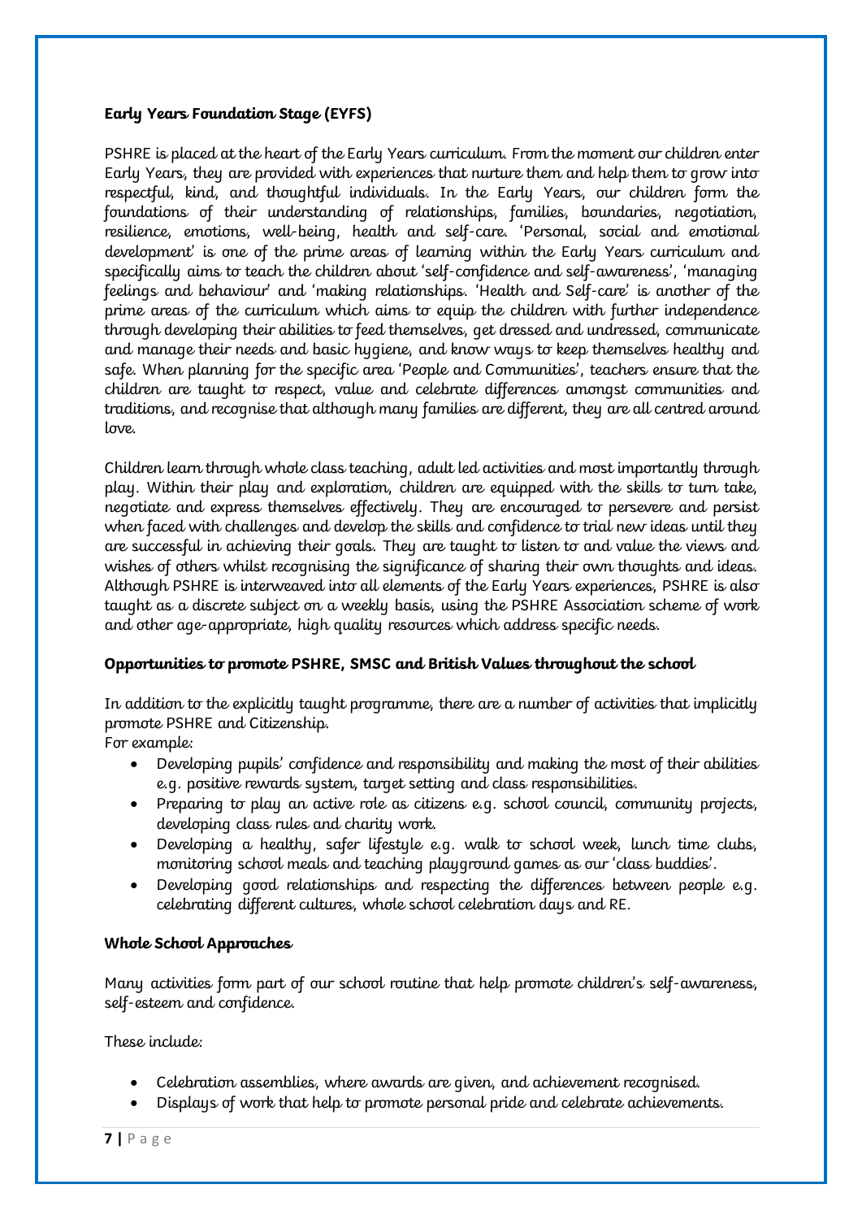**Early Years Foundation Stage (EYFS)**

PSHRE is placed at the heart of the Early Years curriculum. From the moment our children enter Early Years, they are provided with experiences that nurture them and help them to grow into respectful, kind, and thoughtful individuals. In the Early Years, our children form the foundations of their understanding of relationships, families, boundaries, negotiation, resilience, emotions, well-being, health and self-care. 'Personal, social and emotional development' is one of the prime areas of learning within the Early Years curriculum and specifically aims to teach the children about 'self-confidence and self-awareness', 'managing feelings and behaviour' and 'making relationships. 'Health and Self-care' is another of the prime areas of the curriculum which aims to equip the children with further independence through developing their abilities to feed themselves, get dressed and undressed, communicate and manage their needs and basic hygiene, and know ways to keep themselves healthy and safe. When planning for the specific area 'People and Communities', teachers ensure that the children are taught to respect, value and celebrate differences amongst communities and traditions, and recognise that although many families are different, they are all centred around love.

Children learn through whole class teaching, adult led activities and most importantly through play. Within their play and exploration, children are equipped with the skills to turn take, negotiate and express themselves effectively. They are encouraged to persevere and persist when faced with challenges and develop the skills and confidence to trial new ideas until they are successful in achieving their goals. They are taught to listen to and value the views and wishes of others whilst recognising the significance of sharing their own thoughts and ideas. Although PSHRE is interweaved into all elements of the Early Years experiences, PSHRE is also taught as a discrete subject on a weekly basis, using the PSHRE Association scheme of work and other age-appropriate, high quality resources which address specific needs.

**Opportunities to promote PSHRE, SMSC and British Values throughout the school**

In addition to the explicitly taught programme, there are a number of activities that implicitly promote PSHRE and Citizenship.
For example:

- Developing pupils' confidence and responsibility and making the most of their abilities e.g. positive rewards system, target setting and class responsibilities.
- Preparing to play an active role as citizens e.g. school council, community projects, developing class rules and charity work.
- Developing a healthy, safer lifestyle e.g. walk to school week, lunch time clubs, monitoring school meals and teaching playground games as our 'class buddies'.
- Developing good relationships and respecting the differences between people e.g. celebrating different cultures, whole school celebration days and RE.

**Whole School Approaches**

Many activities form part of our school routine that help promote children's self-awareness, self-esteem and confidence.

These include:

- Celebration assemblies, where awards are given, and achievement recognised.
- Displays of work that help to promote personal pride and celebrate achievements.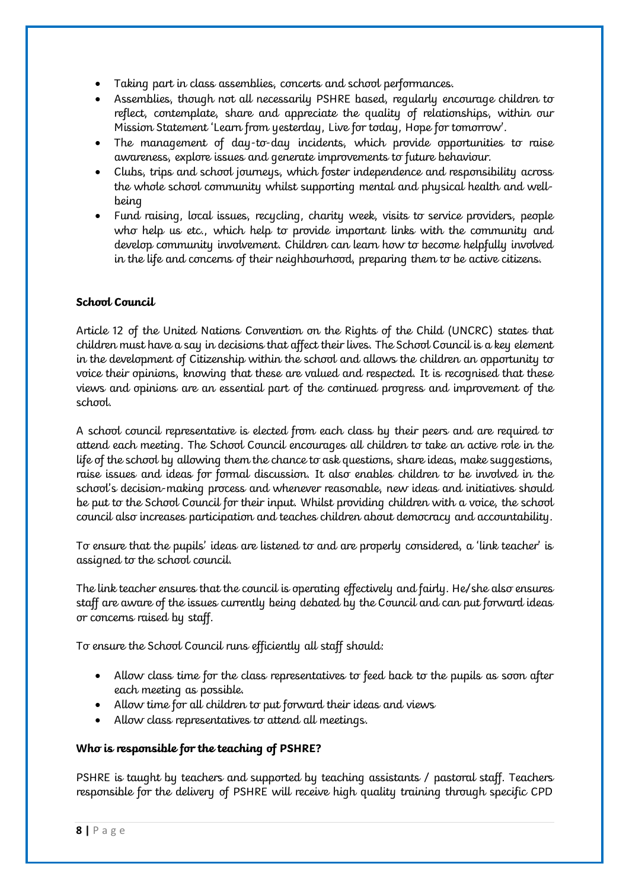- Taking part in class assemblies, concerts and school performances.
- Assemblies, though not all necessarily PSHRE based, regularly encourage children to reflect, contemplate, share and appreciate the quality of relationships, within our Mission Statement 'Learn from yesterday, Live for today, Hope for tomorrow'.
- The management of day-to-day incidents, which provide opportunities to raise awareness, explore issues and generate improvements to future behaviour.
- Clubs, trips and school journeys, which foster independence and responsibility across the whole school community whilst supporting mental and physical health and well-being
- Fund raising, local issues, recycling, charity week, visits to service providers, people who help us etc., which help to provide important links with the community and develop community involvement. Children can learn how to become helpfully involved in the life and concerns of their neighbourhood, preparing them to be active citizens.

**School Council**

Article 12 of the United Nations Convention on the Rights of the Child (UNCRC) states that children must have a say in decisions that affect their lives. The School Council is a key element in the development of Citizenship within the school and allows the children an opportunity to voice their opinions, knowing that these are valued and respected. It is recognised that these views and opinions are an essential part of the continued progress and improvement of the school.

A school council representative is elected from each class by their peers and are required to attend each meeting. The School Council encourages all children to take an active role in the life of the school by allowing them the chance to ask questions, share ideas, make suggestions, raise issues and ideas for formal discussion. It also enables children to be involved in the school's decision-making process and whenever reasonable, new ideas and initiatives should be put to the School Council for their input. Whilst providing children with a voice, the school council also increases participation and teaches children about democracy and accountability.

To ensure that the pupils' ideas are listened to and are properly considered, a 'link teacher' is assigned to the school council.

The link teacher ensures that the council is operating effectively and fairly. He/she also ensures staff are aware of the issues currently being debated by the Council and can put forward ideas or concerns raised by staff.

To ensure the School Council runs efficiently all staff should:

- Allow class time for the class representatives to feed back to the pupils as soon after each meeting as possible.
- Allow time for all children to put forward their ideas and views
- Allow class representatives to attend all meetings.

**Who is responsible for the teaching of PSHRE?**

PSHRE is taught by teachers and supported by teaching assistants / pastoral staff. Teachers responsible for the delivery of PSHRE will receive high quality training through specific CPD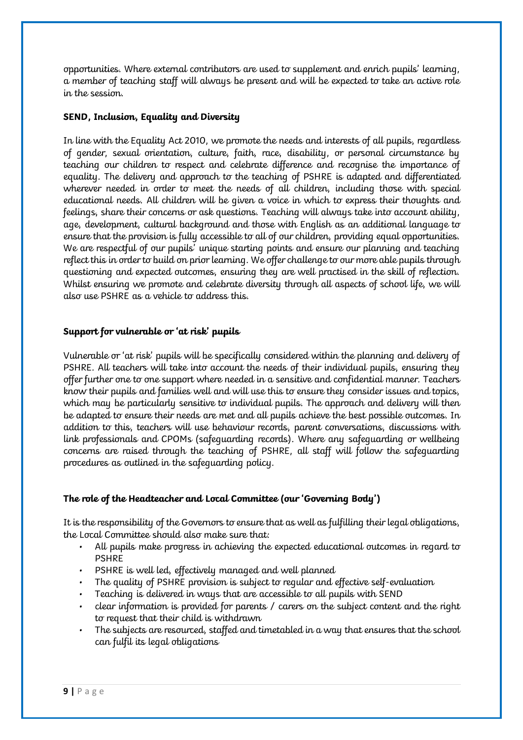opportunities. Where external contributors are used to supplement and enrich pupils' learning, a member of teaching staff will always be present and will be expected to take an active role in the session.

**SEND, Inclusion, Equality and Diversity**

In line with the Equality Act 2010, we promote the needs and interests of all pupils, regardless of gender, sexual orientation, culture, faith, race, disability, or personal circumstance by teaching our children to respect and celebrate difference and recognise the importance of equality. The delivery and approach to the teaching of PSHRE is adapted and differentiated wherever needed in order to meet the needs of all children, including those with special educational needs. All children will be given a voice in which to express their thoughts and feelings, share their concerns or ask questions. Teaching will always take into account ability, age, development, cultural background and those with English as an additional language to ensure that the provision is fully accessible to all of our children, providing equal opportunities. We are respectful of our pupils' unique starting points and ensure our planning and teaching reflect this in order to build on prior learning. We offer challenge to our more able pupils through questioning and expected outcomes, ensuring they are well practised in the skill of reflection. Whilst ensuring we promote and celebrate diversity through all aspects of school life, we will also use PSHRE as a vehicle to address this.

**Support for vulnerable or 'at risk' pupils**

Vulnerable or 'at risk' pupils will be specifically considered within the planning and delivery of PSHRE. All teachers will take into account the needs of their individual pupils, ensuring they offer further one to one support where needed in a sensitive and confidential manner. Teachers know their pupils and families well and will use this to ensure they consider issues and topics, which may be particularly sensitive to individual pupils. The approach and delivery will then be adapted to ensure their needs are met and all pupils achieve the best possible outcomes. In addition to this, teachers will use behaviour records, parent conversations, discussions with link professionals and CPOMs (safeguarding records). Where any safeguarding or wellbeing concerns are raised through the teaching of PSHRE, all staff will follow the safeguarding procedures as outlined in the safeguarding policy.

**The role of the Headteacher and Local Committee (our 'Governing Body')**

It is the responsibility of the Governors to ensure that as well as fulfilling their legal obligations, the Local Committee should also make sure that:

- All pupils make progress in achieving the expected educational outcomes in regard to PSHRE
- PSHRE is well led, effectively managed and well planned
- The quality of PSHRE provision is subject to regular and effective self-evaluation
- Teaching is delivered in ways that are accessible to all pupils with SEND
- clear information is provided for parents / carers on the subject content and the right to request that their child is withdrawn
- The subjects are resourced, staffed and timetabled in a way that ensures that the school can fulfil its legal obligations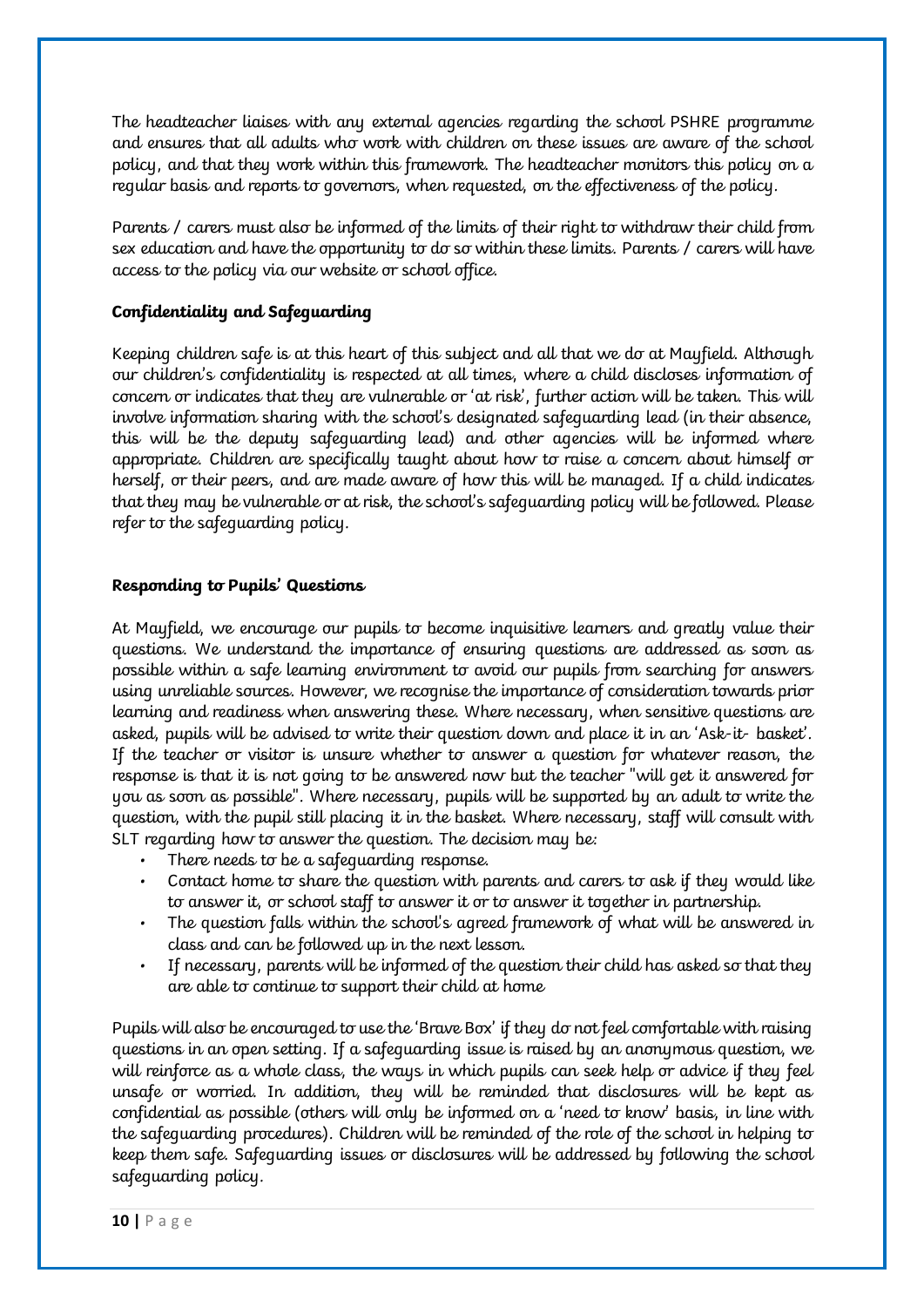The headteacher liaises with any external agencies regarding the school PSHRE programme and ensures that all adults who work with children on these issues are aware of the school policy, and that they work within this framework. The headteacher monitors this policy on a regular basis and reports to governors, when requested, on the effectiveness of the policy.

Parents / carers must also be informed of the limits of their right to withdraw their child from sex education and have the opportunity to do so within these limits. Parents / carers will have access to the policy via our website or school office.

**Confidentiality and Safeguarding**

Keeping children safe is at this heart of this subject and all that we do at Mayfield. Although our children's confidentiality is respected at all times, where a child discloses information of concern or indicates that they are vulnerable or 'at risk', further action will be taken. This will involve information sharing with the school's designated safeguarding lead (in their absence, this will be the deputy safeguarding lead) and other agencies will be informed where appropriate. Children are specifically taught about how to raise a concern about himself or herself, or their peers, and are made aware of how this will be managed. If a child indicates that they may be vulnerable or at risk, the school's safeguarding policy will be followed. Please refer to the safeguarding policy.

**Responding to Pupils' Questions**

At Mayfield, we encourage our pupils to become inquisitive learners and greatly value their questions. We understand the importance of ensuring questions are addressed as soon as possible within a safe learning environment to avoid our pupils from searching for answers using unreliable sources. However, we recognise the importance of consideration towards prior learning and readiness when answering these. Where necessary, when sensitive questions are asked, pupils will be advised to write their question down and place it in an 'Ask-it- basket'. If the teacher or visitor is unsure whether to answer a question for whatever reason, the response is that it is not going to be answered now but the teacher "will get it answered for you as soon as possible". Where necessary, pupils will be supported by an adult to write the question, with the pupil still placing it in the basket. Where necessary, staff will consult with SLT regarding how to answer the question. The decision may be:

- There needs to be a safeguarding response.
- Contact home to share the question with parents and carers to ask if they would like to answer it, or school staff to answer it or to answer it together in partnership.
- The question falls within the school's agreed framework of what will be answered in class and can be followed up in the next lesson.
- If necessary, parents will be informed of the question their child has asked so that they are able to continue to support their child at home

Pupils will also be encouraged to use the 'Brave Box' if they do not feel comfortable with raising questions in an open setting. If a safeguarding issue is raised by an anonymous question, we will reinforce as a whole class, the ways in which pupils can seek help or advice if they feel unsafe or worried. In addition, they will be reminded that disclosures will be kept as confidential as possible (others will only be informed on a 'need to know' basis, in line with the safeguarding procedures). Children will be reminded of the role of the school in helping to keep them safe. Safeguarding issues or disclosures will be addressed by following the school safeguarding policy.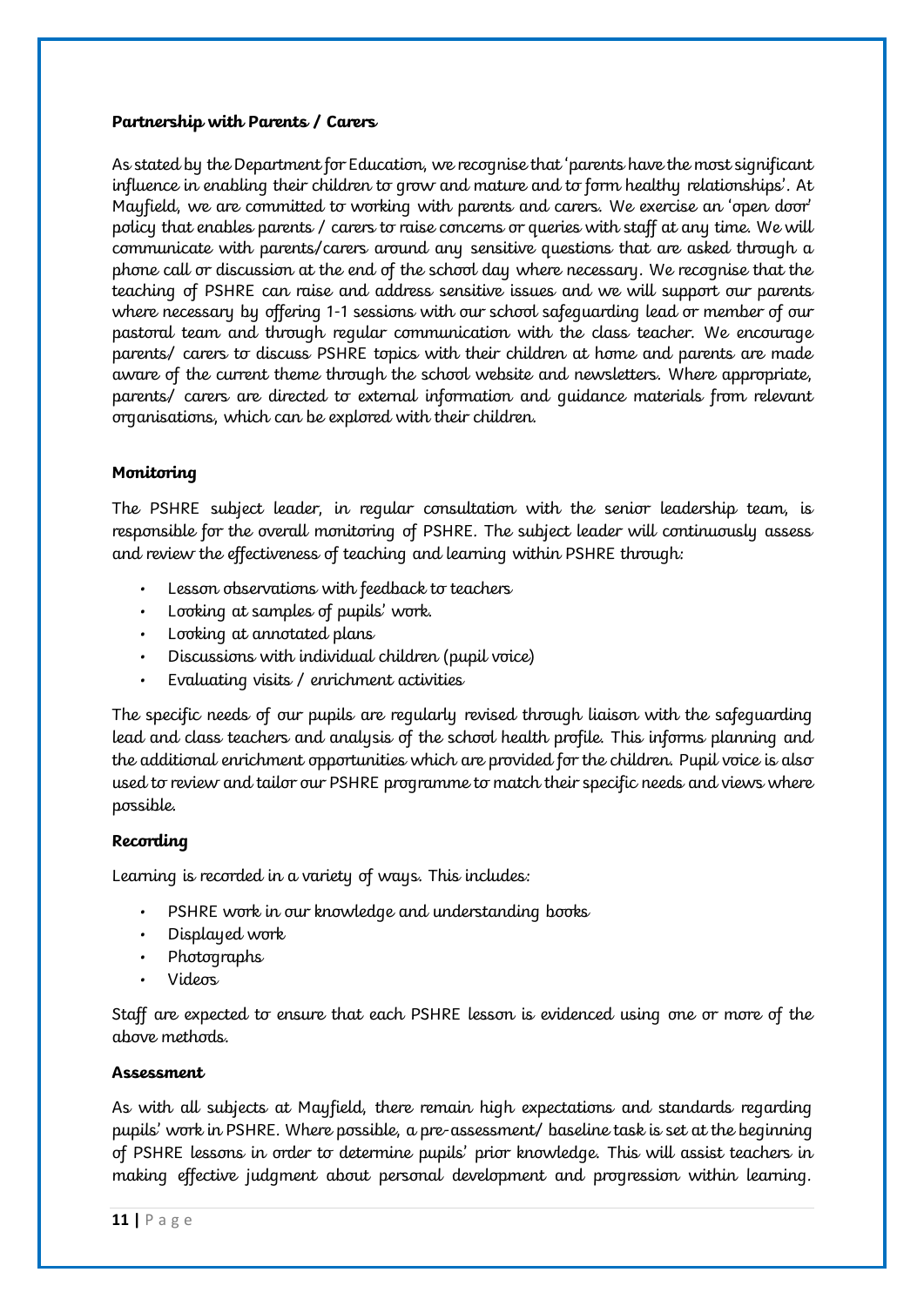**Partnership with Parents / Carers**

As stated by the Department for Education, we recognise that 'parents have the most significant influence in enabling their children to grow and mature and to form healthy relationships'. At Mayfield, we are committed to working with parents and carers. We exercise an 'open door' policy that enables parents / carers to raise concerns or queries with staff at any time. We will communicate with parents/carers around any sensitive questions that are asked through a phone call or discussion at the end of the school day where necessary. We recognise that the teaching of PSHRE can raise and address sensitive issues and we will support our parents where necessary by offering 1-1 sessions with our school safeguarding lead or member of our pastoral team and through regular communication with the class teacher. We encourage parents/ carers to discuss PSHRE topics with their children at home and parents are made aware of the current theme through the school website and newsletters. Where appropriate, parents/ carers are directed to external information and guidance materials from relevant organisations, which can be explored with their children.

**Monitoring**

The PSHRE subject leader, in regular consultation with the senior leadership team, is responsible for the overall monitoring of PSHRE. The subject leader will continuously assess and review the effectiveness of teaching and learning within PSHRE through:

- Lesson observations with feedback to teachers
- Looking at samples of pupils' work.
- Looking at annotated plans
- Discussions with individual children (pupil voice)
- Evaluating visits / enrichment activities

The specific needs of our pupils are regularly revised through liaison with the safeguarding lead and class teachers and analysis of the school health profile. This informs planning and the additional enrichment opportunities which are provided for the children. Pupil voice is also used to review and tailor our PSHRE programme to match their specific needs and views where possible.

**Recording**

Learning is recorded in a variety of ways. This includes:

- PSHRE work in our knowledge and understanding books
- Displayed work
- Photographs
- Videos

Staff are expected to ensure that each PSHRE lesson is evidenced using one or more of the above methods.

**Assessment**

As with all subjects at Mayfield, there remain high expectations and standards regarding pupils' work in PSHRE. Where possible, a pre-assessment/ baseline task is set at the beginning of PSHRE lessons in order to determine pupils' prior knowledge. This will assist teachers in making effective judgment about personal development and progression within learning.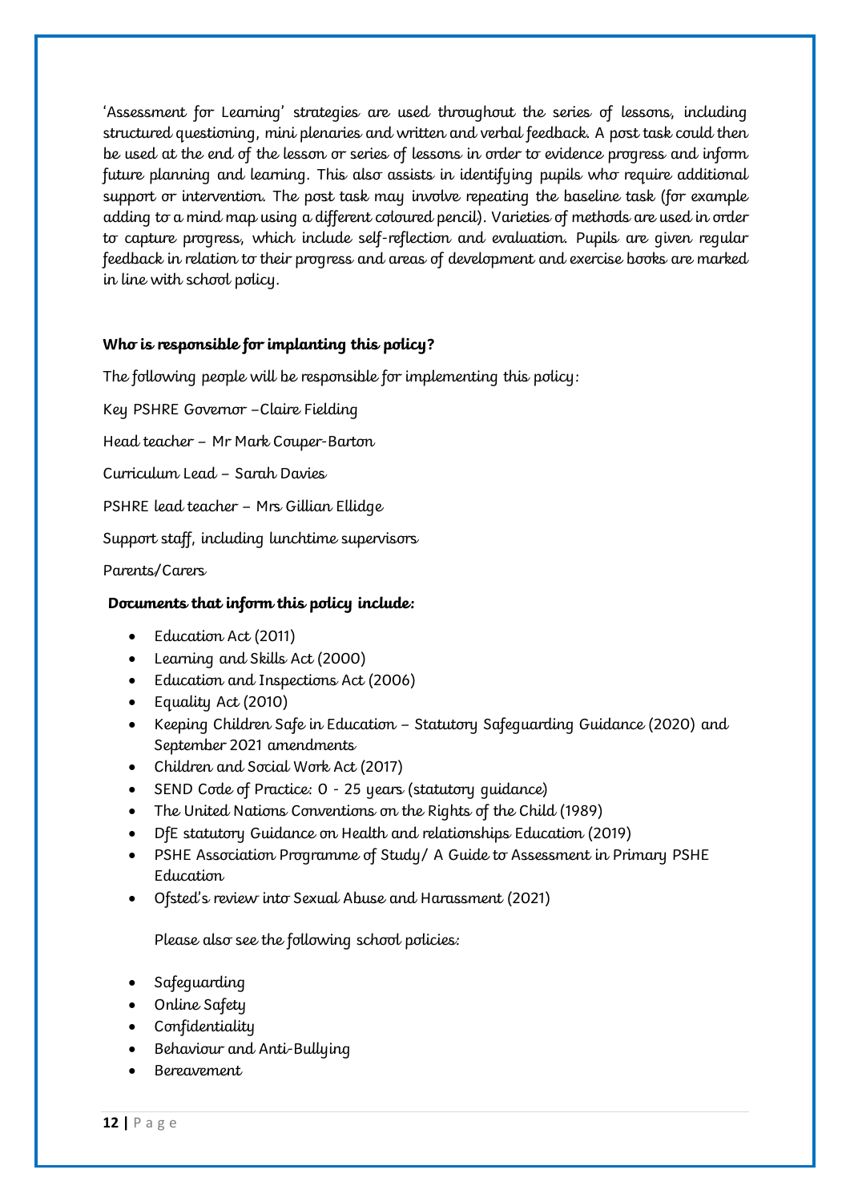'Assessment for Learning' strategies are used throughout the series of lessons, including structured questioning, mini plenaries and written and verbal feedback. A post task could then be used at the end of the lesson or series of lessons in order to evidence progress and inform future planning and learning. This also assists in identifying pupils who require additional support or intervention. The post task may involve repeating the baseline task (for example adding to a mind map using a different coloured pencil). Varieties of methods are used in order to capture progress, which include self-reflection and evaluation. Pupils are given regular feedback in relation to their progress and areas of development and exercise books are marked in line with school policy.

**Who is responsible for implanting this policy?**

The following people will be responsible for implementing this policy:

Key PSHRE Governor –Claire Fielding

Head teacher – Mr Mark Couper-Barton

Curriculum Lead – Sarah Davies

PSHRE lead teacher – Mrs Gillian Ellidge

Support staff, including lunchtime supervisors

Parents/Carers

**Documents that inform this policy include:**

- Education Act (2011)
- Learning and Skills Act (2000)
- Education and Inspections Act (2006)
- Equality Act (2010)
- Keeping Children Safe in Education – Statutory Safeguarding Guidance (2020) and September 2021 amendments
- Children and Social Work Act (2017)
- SEND Code of Practice: 0 - 25 years (statutory guidance)
- The United Nations Conventions on the Rights of the Child (1989)
- DfE statutory Guidance on Health and relationships Education (2019)
- PSHE Association Programme of Study/ A Guide to Assessment in Primary PSHE Education
- Ofsted's review into Sexual Abuse and Harassment (2021)

Please also see the following school policies:

- Safeguarding
- Online Safety
- Confidentiality
- Behaviour and Anti-Bullying
- Bereavement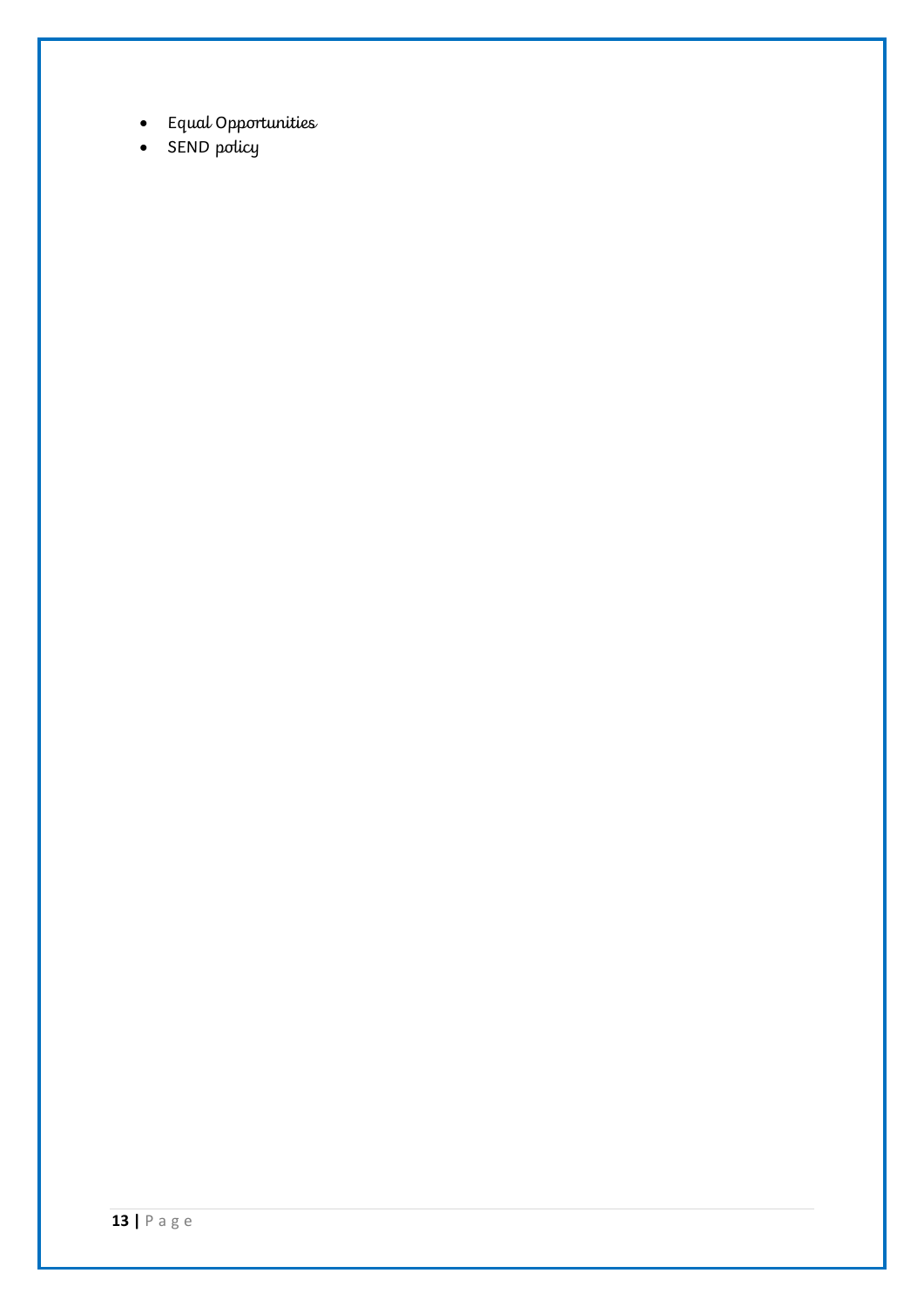- Equal Opportunities
- SEND policy